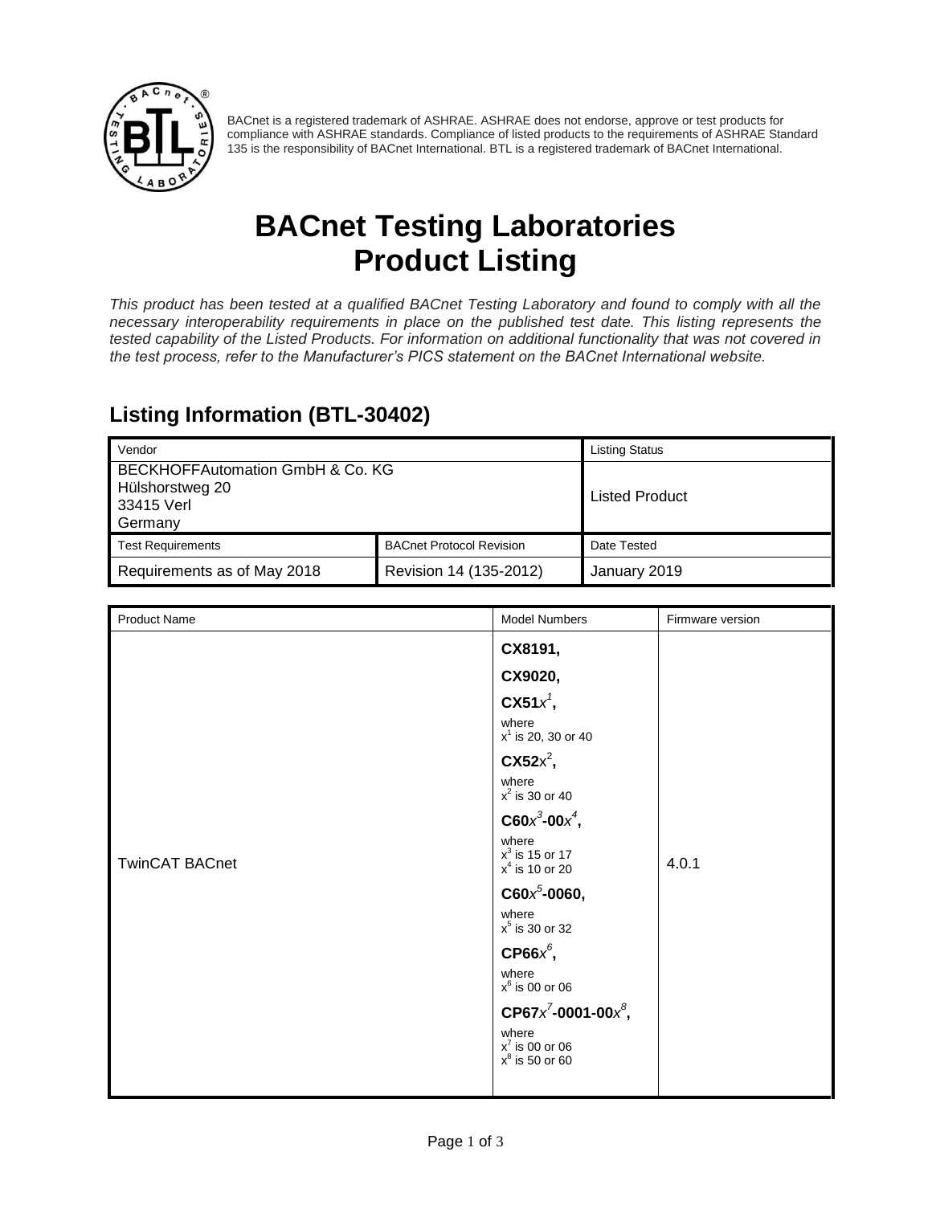BACnet is a registered trademark of ASHRAE. ASHRAE does not endorse, approve or test products for compliance with ASHRAE standards. Compliance of listed products to the requirements of ASHRAE Standard 135 is the responsibility of BACnet International. BTL is a registered trademark of BACnet International.

# BACnet Testing Laboratories Product Listing

*This product has been tested at a qualified BACnet Testing Laboratory and found to comply with all the necessary interoperability requirements in place on the published test date. This listing represents the tested capability of the Listed Products. For information on additional functionality that was not covered in the test process, refer to the Manufacturer's PICS statement on the BACnet International website.*

## Listing Information (BTL-30402)

| Vendor | | Listing Status |
|---|---|---|
| BECKHOFFAutomation GmbH & Co. KG<br>Hülshorstweg 20<br>33415 Verl<br>Germany | | Listed Product |
| Test Requirements | BACnet Protocol Revision | Date Tested |
| Requirements as of May 2018 | Revision 14 (135-2012) | January 2019 |

| Product Name | Model Numbers | Firmware version |
|---|---|---|
| TwinCAT BACnet | **CX8191,**<br>**CX9020,**<br>**CX51**$x^1$**,**<br>where<br>$x^1$ is 20, 30 or 40<br>**CX52**$x^2$**,**<br>where<br>$x^2$ is 30 or 40<br>**C60**$x^3$**-00**$x^4$**,**<br>where<br>$x^3$ is 15 or 17<br>$x^4$ is 10 or 20<br>**C60**$x^5$**-0060,**<br>where<br>$x^5$ is 30 or 32<br>**CP66**$x^6$**,**<br>where<br>$x^6$ is 00 or 06<br>**CP67**$x^7$**-0001-00**$x^8$**,**<br>where<br>$x^7$ is 00 or 06<br>$x^8$ is 50 or 60 | 4.0.1 |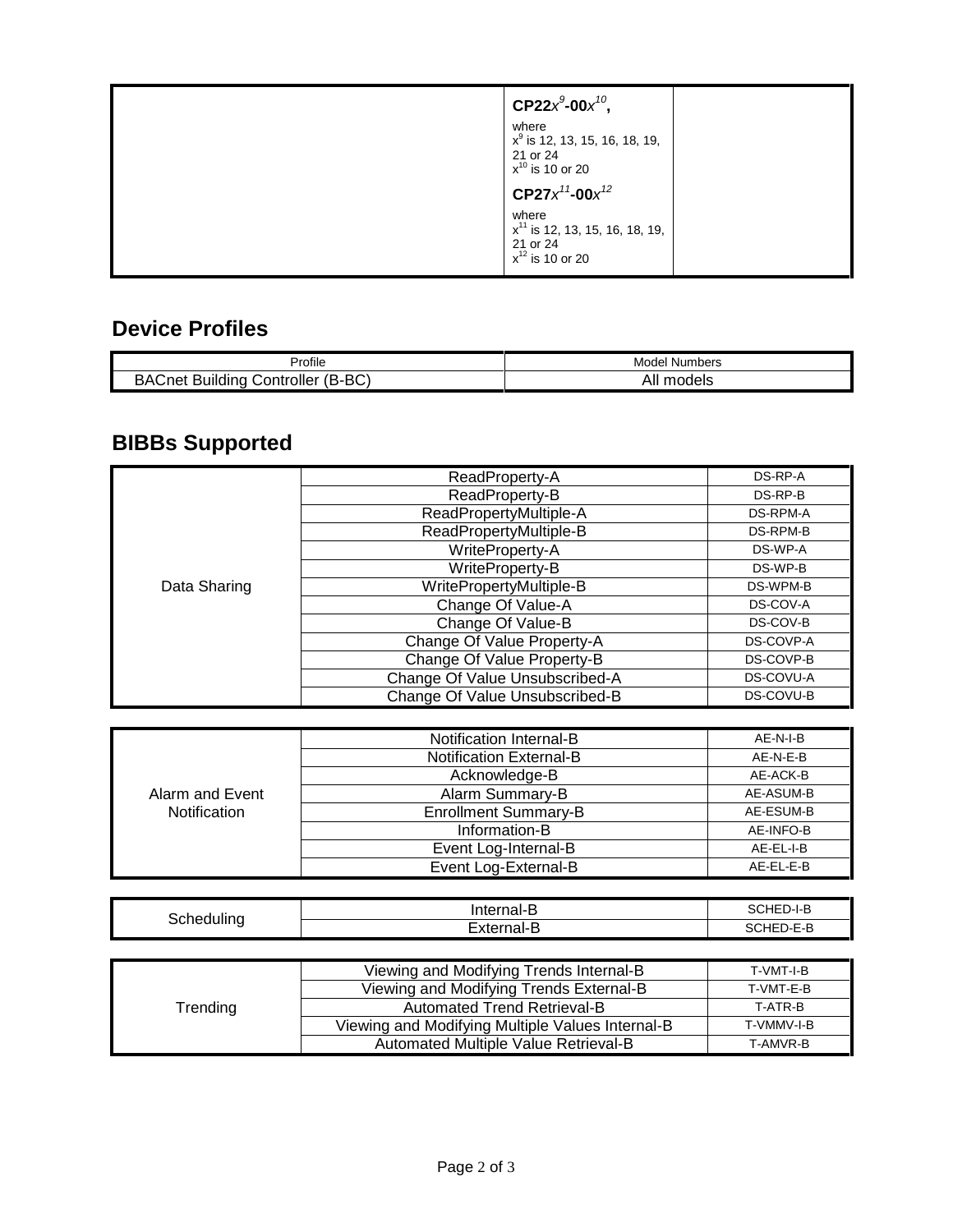| | | |
|---|---|---|
| | **CP22**$x^9$**-00**$x^{10}$**,**<br>where<br>$x^9$ is 12, 13, 15, 16, 18, 19, 21 or 24<br>$x^{10}$ is 10 or 20<br>**CP27**$x^{11}$**-00**$x^{12}$<br>where<br>$x^{11}$ is 12, 13, 15, 16, 18, 19, 21 or 24<br>$x^{12}$ is 10 or 20 | |

## Device Profiles

| Profile | Model Numbers |
|---|---|
| BACnet Building Controller (B-BC) | All models |

## BIBBs Supported

| | | |
|---|---|---|
| Data Sharing | ReadProperty-A | DS-RP-A |
| | ReadProperty-B | DS-RP-B |
| | ReadPropertyMultiple-A | DS-RPM-A |
| | ReadPropertyMultiple-B | DS-RPM-B |
| | WriteProperty-A | DS-WP-A |
| | WriteProperty-B | DS-WP-B |
| | WritePropertyMultiple-B | DS-WPM-B |
| | Change Of Value-A | DS-COV-A |
| | Change Of Value-B | DS-COV-B |
| | Change Of Value Property-A | DS-COVP-A |
| | Change Of Value Property-B | DS-COVP-B |
| | Change Of Value Unsubscribed-A | DS-COVU-A |
| | Change Of Value Unsubscribed-B | DS-COVU-B |

| | | |
|---|---|---|
| Alarm and Event Notification | Notification Internal-B | AE-N-I-B |
| | Notification External-B | AE-N-E-B |
| | Acknowledge-B | AE-ACK-B |
| | Alarm Summary-B | AE-ASUM-B |
| | Enrollment Summary-B | AE-ESUM-B |
| | Information-B | AE-INFO-B |
| | Event Log-Internal-B | AE-EL-I-B |
| | Event Log-External-B | AE-EL-E-B |

| | | |
|---|---|---|
| Scheduling | Internal-B | SCHED-I-B |
| | External-B | SCHED-E-B |

| | | |
|---|---|---|
| Trending | Viewing and Modifying Trends Internal-B | T-VMT-I-B |
| | Viewing and Modifying Trends External-B | T-VMT-E-B |
| | Automated Trend Retrieval-B | T-ATR-B |
| | Viewing and Modifying Multiple Values Internal-B | T-VMMV-I-B |
| | Automated Multiple Value Retrieval-B | T-AMVR-B |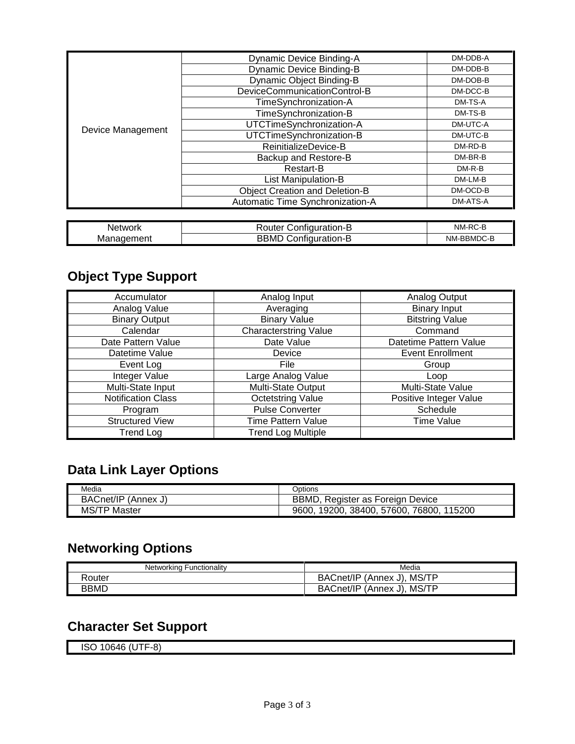| | | |
|---|---|---|
| Device Management | Dynamic Device Binding-A | DM-DDB-A |
| | Dynamic Device Binding-B | DM-DDB-B |
| | Dynamic Object Binding-B | DM-DOB-B |
| | DeviceCommunicationControl-B | DM-DCC-B |
| | TimeSynchronization-A | DM-TS-A |
| | TimeSynchronization-B | DM-TS-B |
| | UTCTimeSynchronization-A | DM-UTC-A |
| | UTCTimeSynchronization-B | DM-UTC-B |
| | ReinitializeDevice-B | DM-RD-B |
| | Backup and Restore-B | DM-BR-B |
| | Restart-B | DM-R-B |
| | List Manipulation-B | DM-LM-B |
| | Object Creation and Deletion-B | DM-OCD-B |
| | Automatic Time Synchronization-A | DM-ATS-A |

| | | |
|---|---|---|
| Network Management | Router Configuration-B | NM-RC-B |
| | BBMD Configuration-B | NM-BBMDC-B |

## Object Type Support

| | | |
|---|---|---|
| Accumulator | Analog Input | Analog Output |
| Analog Value | Averaging | Binary Input |
| Binary Output | Binary Value | Bitstring Value |
| Calendar | Characterstring Value | Command |
| Date Pattern Value | Date Value | Datetime Pattern Value |
| Datetime Value | Device | Event Enrollment |
| Event Log | File | Group |
| Integer Value | Large Analog Value | Loop |
| Multi-State Input | Multi-State Output | Multi-State Value |
| Notification Class | Octetstring Value | Positive Integer Value |
| Program | Pulse Converter | Schedule |
| Structured View | Time Pattern Value | Time Value |
| Trend Log | Trend Log Multiple | |

## Data Link Layer Options

| Media | Options |
|---|---|
| BACnet/IP (Annex J) | BBMD, Register as Foreign Device |
| MS/TP Master | 9600, 19200, 38400, 57600, 76800, 115200 |

## Networking Options

| Networking Functionality | Media |
|---|---|
| Router | BACnet/IP (Annex J), MS/TP |
| BBMD | BACnet/IP (Annex J), MS/TP |

## Character Set Support

| |
|---|
| ISO 10646 (UTF-8) |